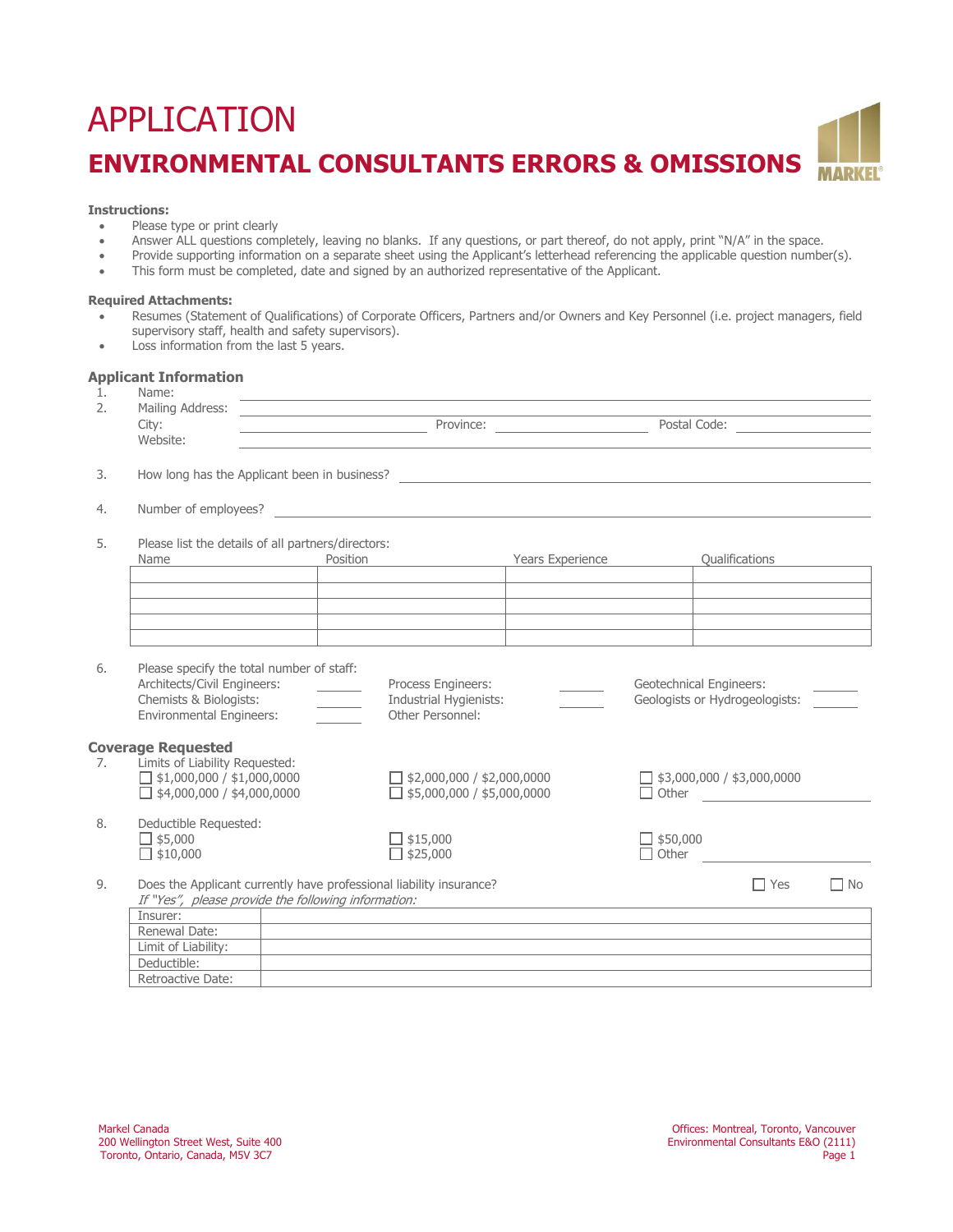# APPLICATION

## ENVIRONMENTAL CONSULTANTS ERRORS & OMISSIONS

**Instructions:**

- Please type or print clearly
- Answer ALL questions completely, leaving no blanks. If any questions, or part thereof, do not apply, print "N/A" in the space.
- Provide supporting information on a separate sheet using the Applicant's letterhead referencing the applicable question number(s).
- This form must be completed, date and signed by an authorized representative of the Applicant.

**Required Attachments:**

- Resumes (Statement of Qualifications) of Corporate Officers, Partners and/or Owners and Key Personnel (i.e. project managers, field supervisory staff, health and safety supervisors).
- Loss information from the last 5 years.

### Applicant Information

1. Name: ______________________
2. Mailing Address: ______________________
   City: ______________ Province: ______________ Postal Code: ______________
   Website: ______________________

3. How long has the Applicant been in business? ______________________

4. Number of employees? ______________________

5. Please list the details of all partners/directors:

| Name | Position | Years Experience | Qualifications |
|---|---|---|---|
| | | | |
| | | | |
| | | | |
| | | | |
| | | | |

6. Please specify the total number of staff:

   Architects/Civil Engineers: ______ Process Engineers: ______ Geotechnical Engineers: ______
   Chemists & Biologists: ______ Industrial Hygienists: ______ Geologists or Hydrogeologists: ______
   Environmental Engineers: ______ Other Personnel:

### Coverage Requested

7. Limits of Liability Requested:
   ☐ $1,000,000 / $1,000,0000 ☐ $2,000,000 / $2,000,0000 ☐ $3,000,000 / $3,000,0000
   ☐ $4,000,000 / $4,000,0000 ☐ $5,000,000 / $5,000,0000 ☐ Other ______________

8. Deductible Requested:
   ☐ $5,000 ☐ $15,000 ☐ $50,000
   ☐ $10,000 ☐ $25,000 ☐ Other ______________

9. Does the Applicant currently have professional liability insurance? ☐ Yes ☐ No
   *If "Yes", please provide the following information:*

| | |
|---|---|
| Insurer: | |
| Renewal Date: | |
| Limit of Liability: | |
| Deductible: | |
| Retroactive Date: | |

Markel Canada
200 Wellington Street West, Suite 400
Toronto, Ontario, Canada, M5V 3C7

Offices: Montreal, Toronto, Vancouver
Environmental Consultants E&O (2111)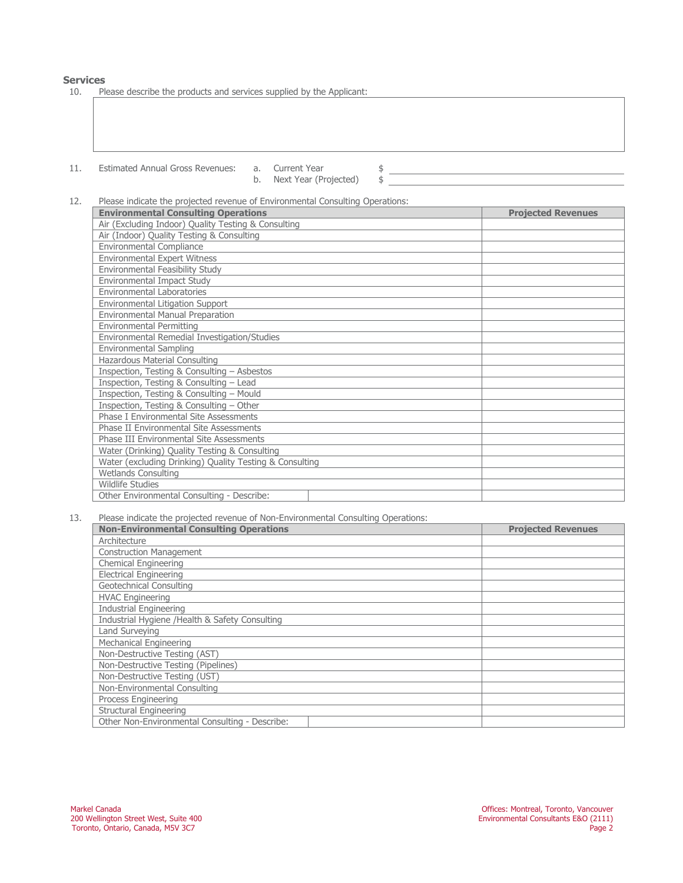## Services

10. Please describe the products and services supplied by the Applicant:

| |
|---|
| |

11. Estimated Annual Gross Revenues:
    - a. Current Year $ ______________________
    - b. Next Year (Projected) $ ______________________

12. Please indicate the projected revenue of Environmental Consulting Operations:

| Environmental Consulting Operations | Projected Revenues |
|---|---|
| Air (Excluding Indoor) Quality Testing & Consulting | |
| Air (Indoor) Quality Testing & Consulting | |
| Environmental Compliance | |
| Environmental Expert Witness | |
| Environmental Feasibility Study | |
| Environmental Impact Study | |
| Environmental Laboratories | |
| Environmental Litigation Support | |
| Environmental Manual Preparation | |
| Environmental Permitting | |
| Environmental Remedial Investigation/Studies | |
| Environmental Sampling | |
| Hazardous Material Consulting | |
| Inspection, Testing & Consulting – Asbestos | |
| Inspection, Testing & Consulting – Lead | |
| Inspection, Testing & Consulting – Mould | |
| Inspection, Testing & Consulting – Other | |
| Phase I Environmental Site Assessments | |
| Phase II Environmental Site Assessments | |
| Phase III Environmental Site Assessments | |
| Water (Drinking) Quality Testing & Consulting | |
| Water (excluding Drinking) Quality Testing & Consulting | |
| Wetlands Consulting | |
| Wildlife Studies | |
| Other Environmental Consulting - Describe: | |

13. Please indicate the projected revenue of Non-Environmental Consulting Operations:

| Non-Environmental Consulting Operations | Projected Revenues |
|---|---|
| Architecture | |
| Construction Management | |
| Chemical Engineering | |
| Electrical Engineering | |
| Geotechnical Consulting | |
| HVAC Engineering | |
| Industrial Engineering | |
| Industrial Hygiene /Health & Safety Consulting | |
| Land Surveying | |
| Mechanical Engineering | |
| Non-Destructive Testing (AST) | |
| Non-Destructive Testing (Pipelines) | |
| Non-Destructive Testing (UST) | |
| Non-Environmental Consulting | |
| Process Engineering | |
| Structural Engineering | |
| Other Non-Environmental Consulting - Describe: | |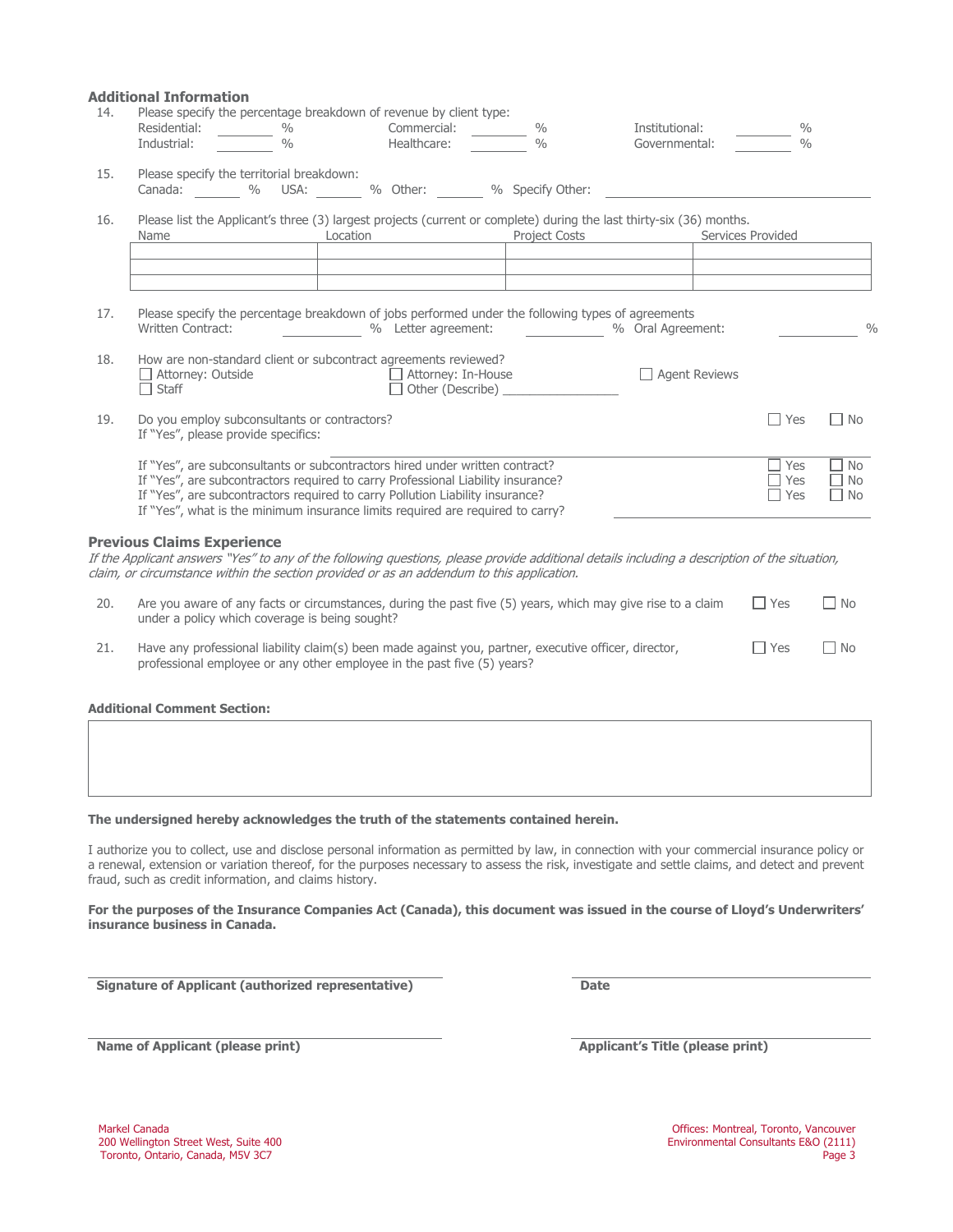## Additional Information

14. Please specify the percentage breakdown of revenue by client type:
    Residential: ________ %  Commercial: ________ %  Institutional: ________ %
    Industrial: ________ %  Healthcare: ________ %  Governmental: ________ %

15. Please specify the territorial breakdown:
    Canada: ______ %  USA: ______ %  Other: ______ %  Specify Other: ____________________

16. Please list the Applicant's three (3) largest projects (current or complete) during the last thirty-six (36) months.

| Name | Location | Project Costs | Services Provided |
|---|---|---|---|
| | | | |
| | | | |
| | | | |

17. Please specify the percentage breakdown of jobs performed under the following types of agreements
    Written Contract: __________ %  Letter agreement: __________ %  Oral Agreement: __________ %

18. How are non-standard client or subcontract agreements reviewed?
    ☐ Attorney: Outside  ☐ Attorney: In-House  ☐ Agent Reviews
    ☐ Staff  ☐ Other (Describe) ________________

19. Do you employ subconsultants or contractors? ☐ Yes ☐ No
    If "Yes", please provide specifics: ____________________

    If "Yes", are subconsultants or subcontractors hired under written contract? ☐ Yes ☐ No
    If "Yes", are subcontractors required to carry Professional Liability insurance? ☐ Yes ☐ No
    If "Yes", are subcontractors required to carry Pollution Liability insurance? ☐ Yes ☐ No
    If "Yes", what is the minimum insurance limits required are required to carry? ____________________

## Previous Claims Experience

*If the Applicant answers "Yes" to any of the following questions, please provide additional details including a description of the situation, claim, or circumstance within the section provided or as an addendum to this application.*

20. Are you aware of any facts or circumstances, during the past five (5) years, which may give rise to a claim under a policy which coverage is being sought? ☐ Yes ☐ No

21. Have any professional liability claim(s) been made against you, partner, executive officer, director, professional employee or any other employee in the past five (5) years? ☐ Yes ☐ No

**Additional Comment Section:**

| |
|---|
| |

**The undersigned hereby acknowledges the truth of the statements contained herein.**

I authorize you to collect, use and disclose personal information as permitted by law, in connection with your commercial insurance policy or a renewal, extension or variation thereof, for the purposes necessary to assess the risk, investigate and settle claims, and detect and prevent fraud, such as credit information, and claims history.

**For the purposes of the Insurance Companies Act (Canada), this document was issued in the course of Lloyd's Underwriters' insurance business in Canada.**

____________________
**Signature of Applicant (authorized representative)**

____________________
**Date**

____________________
**Name of Applicant (please print)**

____________________
**Applicant's Title (please print)**

Markel Canada
200 Wellington Street West, Suite 400
Toronto, Ontario, Canada, M5V 3C7

Offices: Montreal, Toronto, Vancouver
Environmental Consultants E&O (2111)